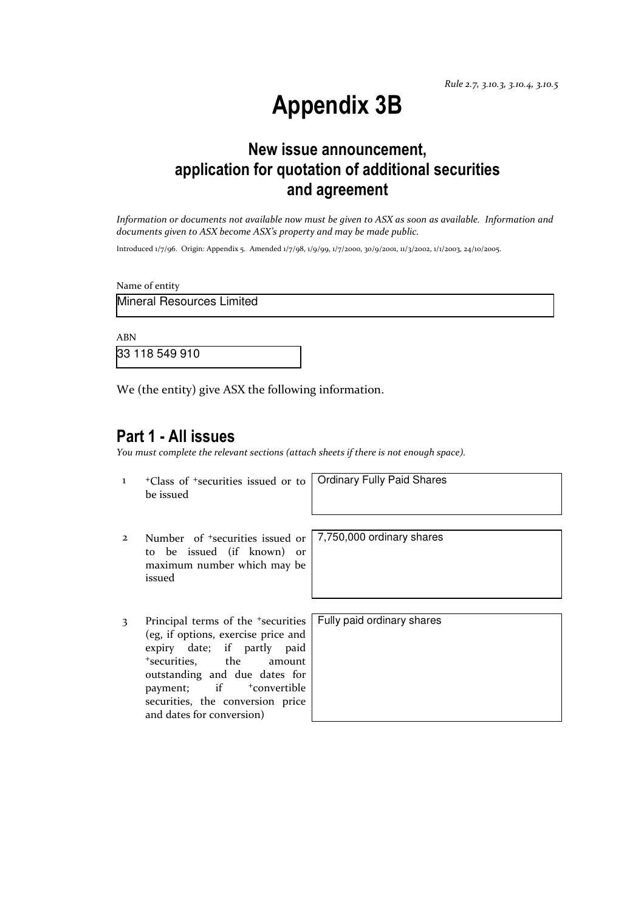*Rule 2.7, 3.10.3, 3.10.4, 3.10.5*

# Appendix 3B

## New issue announcement, application for quotation of additional securities and agreement

*Information or documents not available now must be given to ASX as soon as available. Information and documents given to ASX become ASX's property and may be made public.*

Introduced 1/7/96. Origin: Appendix 5. Amended 1/7/98, 1/9/99, 1/7/2000, 30/9/2001, 11/3/2002, 1/1/2003, 24/10/2005.

Name of entity

Mineral Resources Limited

ABN

33 118 549 910

We (the entity) give ASX the following information.

## Part 1 - All issues

*You must complete the relevant sections (attach sheets if there is not enough space).*

| | | |
|---|---|---|
| 1 | +Class of +securities issued or to be issued | Ordinary Fully Paid Shares |
| 2 | Number of +securities issued or to be issued (if known) or maximum number which may be issued | 7,750,000 ordinary shares |
| 3 | Principal terms of the +securities (eg, if options, exercise price and expiry date; if partly paid +securities, the amount outstanding and due dates for payment; if +convertible securities, the conversion price and dates for conversion) | Fully paid ordinary shares |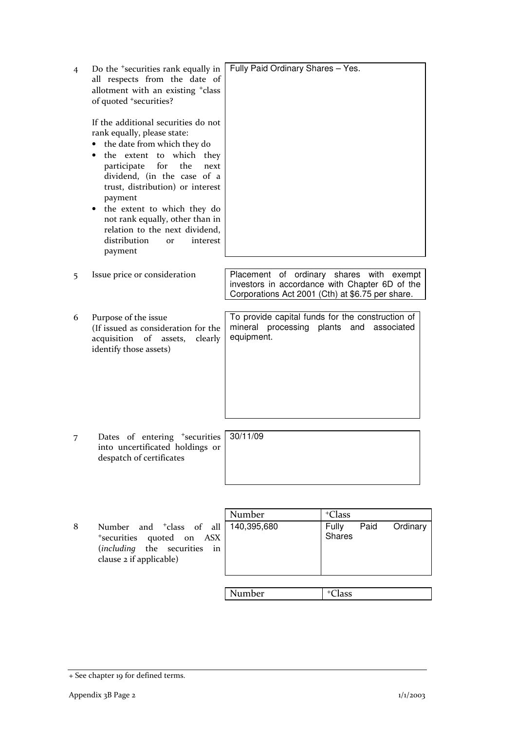| | | |
|---|---|---|
| 4 | Do the +securities rank equally in all respects from the date of allotment with an existing +class of quoted +securities?<br><br>If the additional securities do not rank equally, please state:<br>• the date from which they do<br>• the extent to which they participate for the next dividend, (in the case of a trust, distribution) or interest payment<br>• the extent to which they do not rank equally, other than in relation to the next dividend, distribution or interest payment | Fully Paid Ordinary Shares – Yes. |
| 5 | Issue price or consideration | Placement of ordinary shares with exempt investors in accordance with Chapter 6D of the Corporations Act 2001 (Cth) at $6.75 per share. |
| 6 | Purpose of the issue<br>(If issued as consideration for the acquisition of assets, clearly identify those assets) | To provide capital funds for the construction of mineral processing plants and associated equipment. |
| 7 | Dates of entering +securities into uncertificated holdings or despatch of certificates | 30/11/09 |

8 Number and +class of all +securities quoted on ASX (*including* the securities in clause 2 if applicable)

| Number | +Class |
|---|---|
| 140,395,680 | Fully Paid Ordinary Shares |

| Number | +Class |
|---|---|
| | |

+ See chapter 19 for defined terms.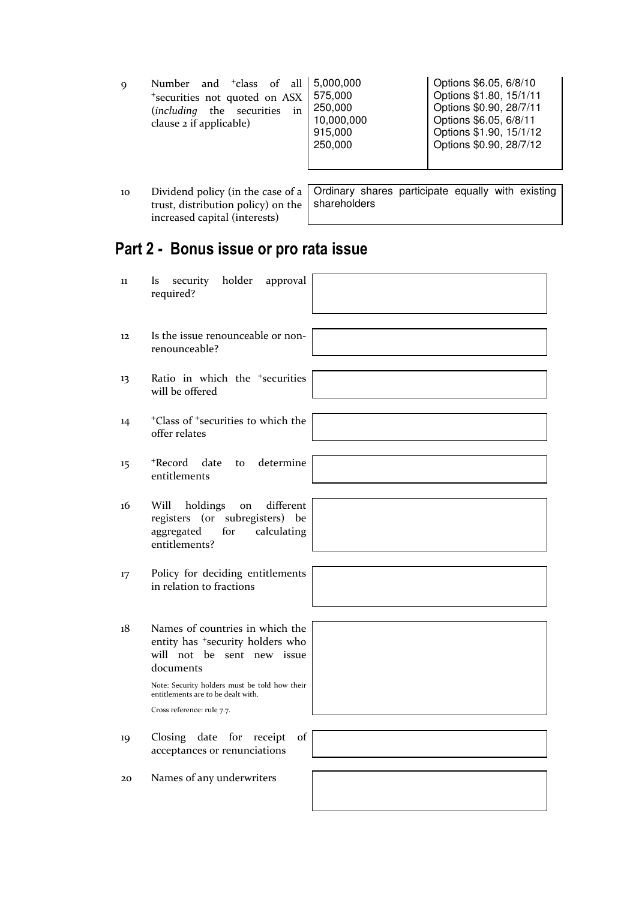| | | | |
|---|---|---|---|
| 9 | Number and +class of all +securities not quoted on ASX (*including* the securities in clause 2 if applicable) | 5,000,000<br>575,000<br>250,000<br>10,000,000<br>915,000<br>250,000 | Options \$6.05, 6/8/10<br>Options \$1.80, 15/1/11<br>Options \$0.90, 28/7/11<br>Options \$6.05, 6/8/11<br>Options \$1.90, 15/1/12<br>Options \$0.90, 28/7/12 |
| 10 | Dividend policy (in the case of a trust, distribution policy) on the increased capital (interests) | Ordinary shares participate equally with existing shareholders | |

## Part 2 - Bonus issue or pro rata issue

| | | |
|---|---|---|
| 11 | Is security holder approval required? | |
| 12 | Is the issue renounceable or non-renounceable? | |
| 13 | Ratio in which the +securities will be offered | |
| 14 | +Class of +securities to which the offer relates | |
| 15 | +Record date to determine entitlements | |
| 16 | Will holdings on different registers (or subregisters) be aggregated for calculating entitlements? | |
| 17 | Policy for deciding entitlements in relation to fractions | |
| 18 | Names of countries in which the entity has +security holders who will not be sent new issue documents<br><br>Note: Security holders must be told how their entitlements are to be dealt with.<br><br>Cross reference: rule 7.7. | |
| 19 | Closing date for receipt of acceptances or renunciations | |
| 20 | Names of any underwriters | |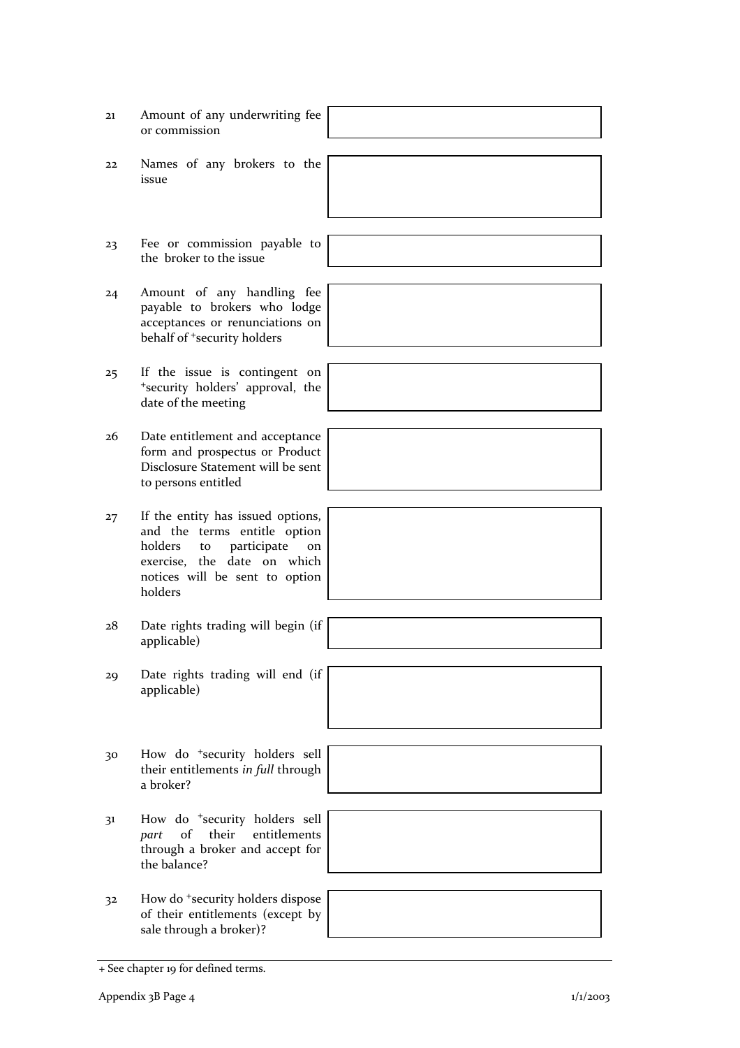| | | |
|---|---|---|
| 21 | Amount of any underwriting fee or commission | |
| 22 | Names of any brokers to the issue | |
| 23 | Fee or commission payable to the broker to the issue | |
| 24 | Amount of any handling fee payable to brokers who lodge acceptances or renunciations on behalf of +security holders | |
| 25 | If the issue is contingent on +security holders' approval, the date of the meeting | |
| 26 | Date entitlement and acceptance form and prospectus or Product Disclosure Statement will be sent to persons entitled | |
| 27 | If the entity has issued options, and the terms entitle option holders to participate on exercise, the date on which notices will be sent to option holders | |
| 28 | Date rights trading will begin (if applicable) | |
| 29 | Date rights trading will end (if applicable) | |
| 30 | How do +security holders sell their entitlements *in full* through a broker? | |
| 31 | How do +security holders sell *part* of their entitlements through a broker and accept for the balance? | |
| 32 | How do +security holders dispose of their entitlements (except by sale through a broker)? | |

+ See chapter 19 for defined terms.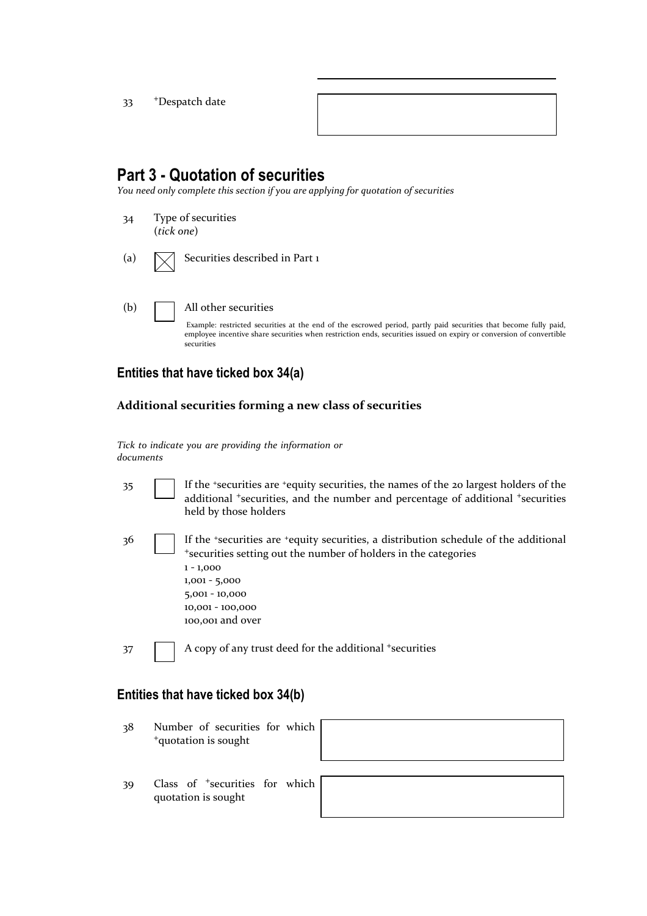33 +Despatch date

| |
|---|
| |

## Part 3 - Quotation of securities

*You need only complete this section if you are applying for quotation of securities*

34 Type of securities
(*tick one*)

(a) ☒ Securities described in Part 1

(b) ☐ All other securities

Example: restricted securities at the end of the escrowed period, partly paid securities that become fully paid, employee incentive share securities when restriction ends, securities issued on expiry or conversion of convertible securities

### Entities that have ticked box 34(a)

**Additional securities forming a new class of securities**

*Tick to indicate you are providing the information or documents*

35 ☐ If the +securities are +equity securities, the names of the 20 largest holders of the additional +securities, and the number and percentage of additional +securities held by those holders

36 ☐ If the +securities are +equity securities, a distribution schedule of the additional +securities setting out the number of holders in the categories
1 - 1,000
1,001 - 5,000
5,001 - 10,000
10,001 - 100,000
100,001 and over

37 ☐ A copy of any trust deed for the additional +securities

### Entities that have ticked box 34(b)

| | |
|---|---|
| 38 Number of securities for which +quotation is sought | |
| 39 Class of +securities for which quotation is sought | |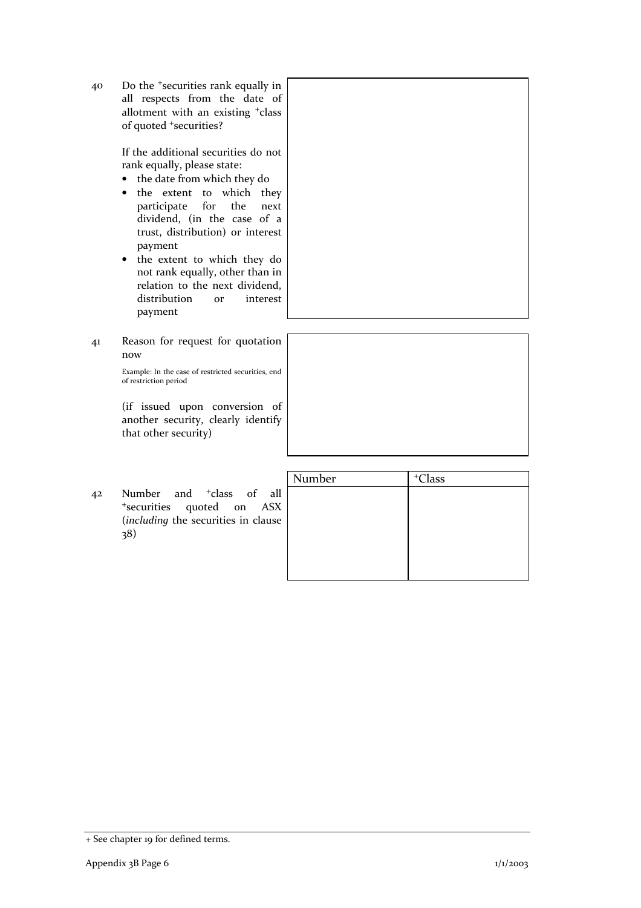40 Do the +securities rank equally in all respects from the date of allotment with an existing +class of quoted +securities?

If the additional securities do not rank equally, please state:

- the date from which they do
- the extent to which they participate for the next dividend, (in the case of a trust, distribution) or interest payment
- the extent to which they do not rank equally, other than in relation to the next dividend, distribution or interest payment

41 Reason for request for quotation now

Example: In the case of restricted securities, end of restriction period

(if issued upon conversion of another security, clearly identify that other security)

42 Number and +class of all +securities quoted on ASX (*including* the securities in clause 38)

| Number | +Class |
| --- | --- |
| | |

+ See chapter 19 for defined terms.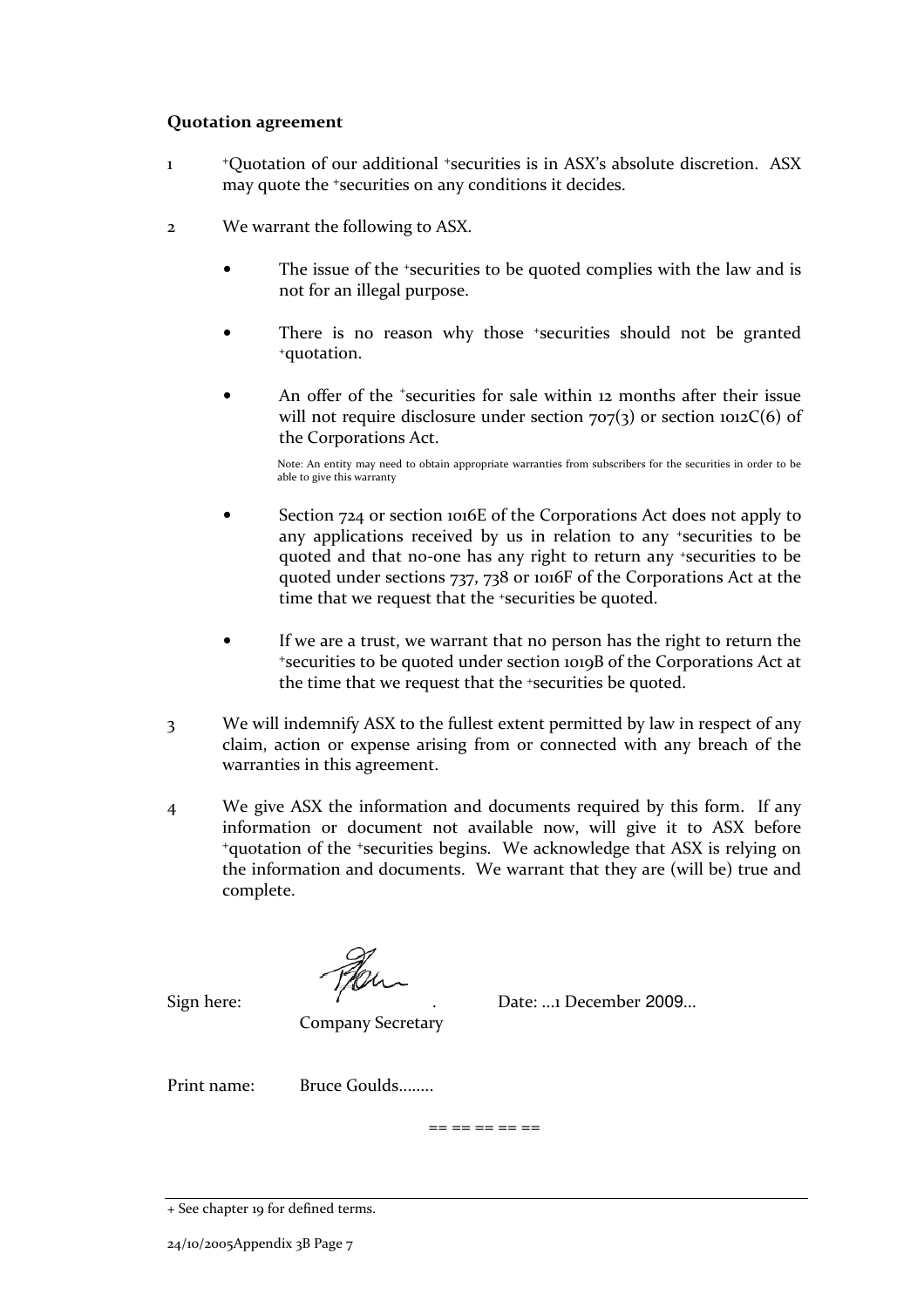**Quotation agreement**

1 +Quotation of our additional +securities is in ASX's absolute discretion. ASX may quote the +securities on any conditions it decides.

2 We warrant the following to ASX.

- The issue of the +securities to be quoted complies with the law and is not for an illegal purpose.

- There is no reason why those +securities should not be granted +quotation.

- An offer of the +securities for sale within 12 months after their issue will not require disclosure under section 707(3) or section 1012C(6) of the Corporations Act.

  Note: An entity may need to obtain appropriate warranties from subscribers for the securities in order to be able to give this warranty

- Section 724 or section 1016E of the Corporations Act does not apply to any applications received by us in relation to any +securities to be quoted and that no-one has any right to return any +securities to be quoted under sections 737, 738 or 1016F of the Corporations Act at the time that we request that the +securities be quoted.

- If we are a trust, we warrant that no person has the right to return the +securities to be quoted under section 1019B of the Corporations Act at the time that we request that the +securities be quoted.

3 We will indemnify ASX to the fullest extent permitted by law in respect of any claim, action or expense arising from or connected with any breach of the warranties in this agreement.

4 We give ASX the information and documents required by this form. If any information or document not available now, will give it to ASX before +quotation of the +securities begins. We acknowledge that ASX is relying on the information and documents. We warrant that they are (will be) true and complete.

Sign here: . Date: ...1 December 2009...
Company Secretary

Print name: Bruce Goulds........

== == == == ==

+ See chapter 19 for defined terms.